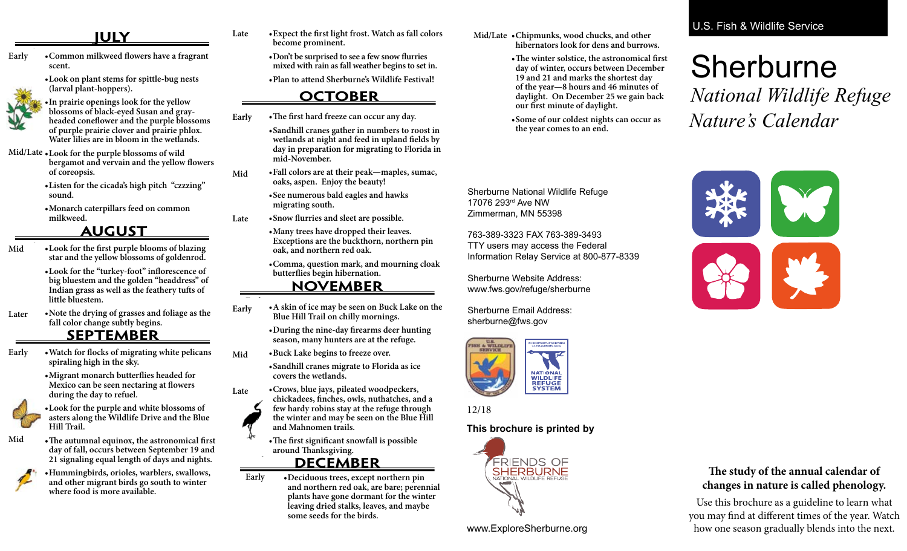## JULY

**Early**

- Common milkweed flowers have a fragrant scent.
- Look on plant stems for spittle-bug nests (larval plant-hoppers).
- In prairie openings look for the yellow blossoms of black-eyed Susan and gray-headed coneflower and the purple blossoms of purple prairie clover and prairie phlox. Water lilies are in bloom in the wetlands.

**Mid/Late**

- Look for the purple blossoms of wild bergamot and vervain and the yellow flowers of coreopsis.
- Listen for the cicada's high pitch "czzzing" sound.
- Monarch caterpillars feed on common milkweed.

## AUGUST

**Mid**

- Look for the first purple blooms of blazing star and the yellow blossoms of goldenrod.
- Look for the "turkey-foot" inflorescence of big bluestem and the golden "headdress" of Indian grass as well as the feathery tufts of little bluestem.

**Later**

- Note the drying of grasses and foliage as the fall color change subtly begins.

## SEPTEMBER

**Early**

- Watch for flocks of migrating white pelicans spiraling high in the sky.
- Migrant monarch butterflies headed for Mexico can be seen nectaring at flowers during the day to refuel.
- Look for the purple and white blossoms of asters along the Wildlife Drive and the Blue Hill Trail.

**Mid**

- The autumnal equinox, the astronomical first day of fall, occurs between September 19 and 21 signaling equal length of days and nights.
- Hummingbirds, orioles, warblers, swallows, and other migrant birds go south to winter where food is more available.

**Late**

- Expect the first light frost. Watch as fall colors become prominent.
- Don't be surprised to see a few snow flurries mixed with rain as fall weather begins to set in.
- Plan to attend Sherburne's Wildlife Festival!

## OCTOBER

**Early**

- The first hard freeze can occur any day.
- Sandhill cranes gather in numbers to roost in wetlands at night and feed in upland fields by day in preparation for migrating to Florida in mid-November.

**Mid**

- Fall colors are at their peak—maples, sumac, oaks, aspen. Enjoy the beauty!
- See numerous bald eagles and hawks migrating south.

**Late**

- Snow flurries and sleet are possible.
- Many trees have dropped their leaves. Exceptions are the buckthorn, northern pin oak, and northern red oak.
- Comma, question mark, and mourning cloak butterflies begin hibernation.

## NOVEMBER

**Early**

- A skin of ice may be seen on Buck Lake on the Blue Hill Trail on chilly mornings.
- During the nine-day firearms deer hunting season, many hunters are at the refuge.

**Mid**

- Buck Lake begins to freeze over.
- Sandhill cranes migrate to Florida as ice covers the wetlands.

**Late**

- Crows, blue jays, pileated woodpeckers, chickadees, finches, owls, nuthatches, and a few hardy robins stay at the refuge through the winter and may be seen on the Blue Hill and Mahnomen trails.
- The first significant snowfall is possible around Thanksgiving.

## DECEMBER

**Early**

- Deciduous trees, except northern pin and northern red oak, are bare; perennial plants have gone dormant for the winter leaving dried stalks, leaves, and maybe some seeds for the birds.

**Mid/Late**

- Chipmunks, wood chucks, and other hibernators look for dens and burrows.
- The winter solstice, the astronomical first day of winter, occurs between December 19 and 21 and marks the shortest day of the year—8 hours and 46 minutes of daylight. On December 25 we gain back our first minute of daylight.
- Some of our coldest nights can occur as the year comes to an end.

Sherburne National Wildlife Refuge
17076 293rd Ave NW
Zimmerman, MN 55398

763-389-3323 FAX 763-389-3493
TTY users may access the Federal Information Relay Service at 800-877-8339

Sherburne Website Address:
www.fws.gov/refuge/sherburne

Sherburne Email Address:
sherburne@fws.gov

12/18

**This brochure is printed by**

FRIENDS OF SHERBURNE NATIONAL WILDLIFE REFUGE

www.ExploreSherburne.org

U.S. Fish & Wildlife Service

# Sherburne

*National Wildlife Refuge*

*Nature's Calendar*

**The study of the annual calendar of changes in nature is called phenology.**

Use this brochure as a guideline to learn what you may find at different times of the year. Watch how one season gradually blends into the next.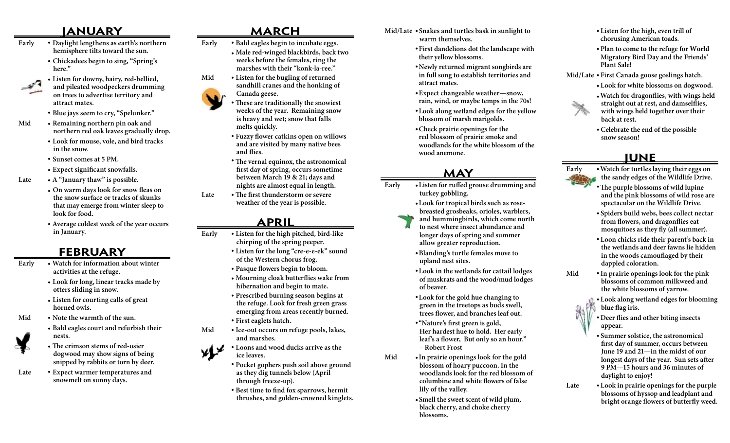## JANUARY

**Early**

- **Daylight lengthens as earth's northern hemisphere tilts toward the sun.**
- **Chickadees begin to sing, "Spring's here."**
- **Listen for downy, hairy, red-bellied, and pileated woodpeckers drumming on trees to advertise territory and attract mates.**
- **Blue jays seem to cry, "Spelunker."**

**Mid**

- **Remaining northern pin oak and northern red oak leaves gradually drop.**
- **Look for mouse, vole, and bird tracks in the snow.**
- **Sunset comes at 5 PM.**
- **Expect significant snowfalls.**

**Late**

- **A "January thaw" is possible.**
- **On warm days look for snow fleas on the snow surface or tracks of skunks that may emerge from winter sleep to look for food.**
- **Average coldest week of the year occurs in January.**

## FEBRUARY

**Early**

- **Watch for information about winter activities at the refuge.**
- **Look for long, linear tracks made by otters sliding in snow.**
- **Listen for courting calls of great horned owls.**

**Mid**

- **Note the warmth of the sun.**
- **Bald eagles court and refurbish their nests.**
- **The crimson stems of red-osier dogwood may show signs of being snipped by rabbits or torn by deer.**

**Late**

- **Expect warmer temperatures and snowmelt on sunny days.**

## MARCH

**Early**

- **Bald eagles begin to incubate eggs.**
- **Male red-winged blackbirds, back two weeks before the females, ring the marshes with their "konk-la-ree."**

**Mid**

- **Listen for the bugling of returned sandhill cranes and the honking of Canada geese.**
- **These are traditionally the snowiest weeks of the year. Remaining snow is heavy and wet; snow that falls melts quickly.**
- **Fuzzy flower catkins open on willows and are visited by many native bees and flies.**
- **The vernal equinox, the astronomical first day of spring, occurs sometime between March 19 & 21; days and nights are almost equal in length.**

**Late**

- **The first thunderstorm or severe weather of the year is possible.**

## APRIL

**Early**

- **Listen for the high pitched, bird-like chirping of the spring peeper.**
- **Listen for the long "cre-e-e-ek" sound of the Western chorus frog.**
- **Pasque flowers begin to bloom.**
- **Mourning cloak butterflies wake from hibernation and begin to mate.**
- **Prescribed burning season begins at the refuge. Look for fresh green grass emerging from areas recently burned.**
- **First eaglets hatch.**

**Mid**

- **Ice-out occurs on refuge pools, lakes, and marshes.**
- **Loons and wood ducks arrive as the ice leaves.**
- **Pocket gophers push soil above ground as they dig tunnels below (April through freeze-up).**
- **Best time to find fox sparrows, hermit thrushes, and golden-crowned kinglets.**

**Mid/Late**

- **Snakes and turtles bask in sunlight to warm themselves.**
- **First dandelions dot the landscape with their yellow blossoms.**
- **Newly returned migrant songbirds are in full song to establish territories and attract mates.**
- **Expect changeable weather—snow, rain, wind, or maybe temps in the 70s!**
- **Look along wetland edges for the yellow blossom of marsh marigolds.**
- **Check prairie openings for the red blossom of prairie smoke and woodlands for the white blossom of the wood anemone.**

## MAY

**Early**

- **Listen for ruffed grouse drumming and turkey gobbling.**
- **Look for tropical birds such as rose-breasted grosbeaks, orioles, warblers, and hummingbirds, which come north to nest where insect abundance and longer days of spring and summer allow greater reproduction.**
- **Blanding's turtle females move to upland nest sites.**
- **Look in the wetlands for cattail lodges of muskrats and the wood/mud lodges of beaver.**
- **Look for the gold hue changing to green in the treetops as buds swell, trees flower, and branches leaf out.**
- **"Nature's first green is gold, Her hardest hue to hold. Her early leaf's a flower, But only so an hour." – Robert Frost**

**Mid**

- **In prairie openings look for the gold blossom of hoary puccoon. In the woodlands look for the red blossom of columbine and white flowers of false lily of the valley.**
- **Smell the sweet scent of wild plum, black cherry, and choke cherry blossoms.**
- **Listen for the high, even trill of chorusing American toads.**
- **Plan to come to the refuge for World Migratory Bird Day and the Friends' Plant Sale!**

**Mid/Late**

- **First Canada goose goslings hatch.**
- **Look for white blossoms on dogwood.**
- **Watch for dragonflies, with wings held straight out at rest, and damselflies, with wings held together over their back at rest.**
- **Celebrate the end of the possible snow season!**

## JUNE

**Early**

- **Watch for turtles laying their eggs on the sandy edges of the Wildlife Drive.**
- **The purple blossoms of wild lupine and the pink blossoms of wild rose are spectacular on the Wildlife Drive.**
- **Spiders build webs, bees collect nectar from flowers, and dragonflies eat mosquitoes as they fly (all summer).**
- **Loon chicks ride their parent's back in the wetlands and deer fawns lie hidden in the woods camouflaged by their dappled coloration.**

**Mid**

- **In prairie openings look for the pink blossoms of common milkweed and the white blossoms of yarrow.**
- **Look along wetland edges for blooming blue flag iris.**
- **Deer flies and other biting insects appear.**
- **Summer solstice, the astronomical first day of summer, occurs between June 19 and 21—in the midst of our longest days of the year. Sun sets after 9 PM—15 hours and 36 minutes of daylight to enjoy!**

**Late**

- **Look in prairie openings for the purple blossoms of hyssop and leadplant and bright orange flowers of butterfly weed.**